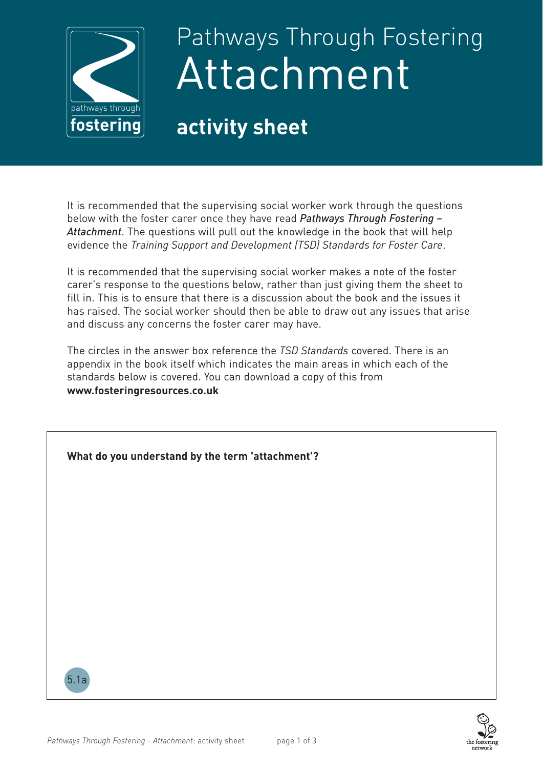# Pathways Through Fostering Attachment

## activity sheet

It is recommended that the supervising social worker work through the questions below with the foster carer once they have read *Pathways Through Fostering – Attachment*. The questions will pull out the knowledge in the book that will help evidence the *Training Support and Development (TSD) Standards for Foster Care*.

It is recommended that the supervising social worker makes a note of the foster carer's response to the questions below, rather than just giving them the sheet to fill in. This is to ensure that there is a discussion about the book and the issues it has raised. The social worker should then be able to draw out any issues that arise and discuss any concerns the foster carer may have.

The circles in the answer box reference the *TSD Standards* covered. There is an appendix in the book itself which indicates the main areas in which each of the standards below is covered. You can download a copy of this from **www.fosteringresources.co.uk**

**What do you understand by the term 'attachment'?**

5.1a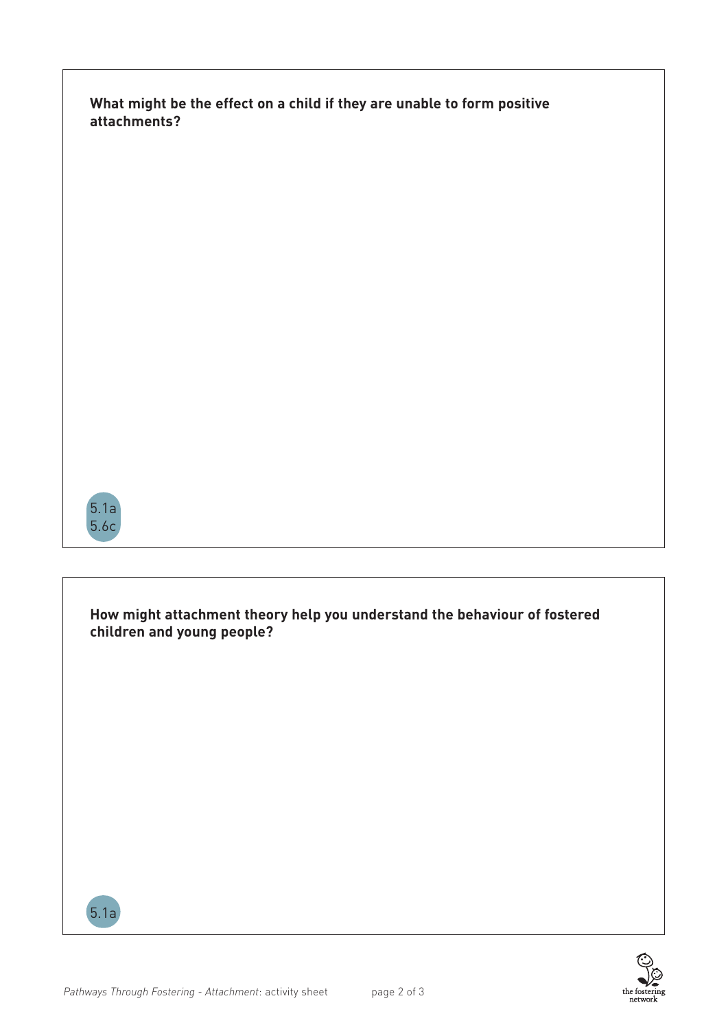**What might be the effect on a child if they are unable to form positive attachments?**

5.1a
5.6c

**How might attachment theory help you understand the behaviour of fostered children and young people?**

5.1a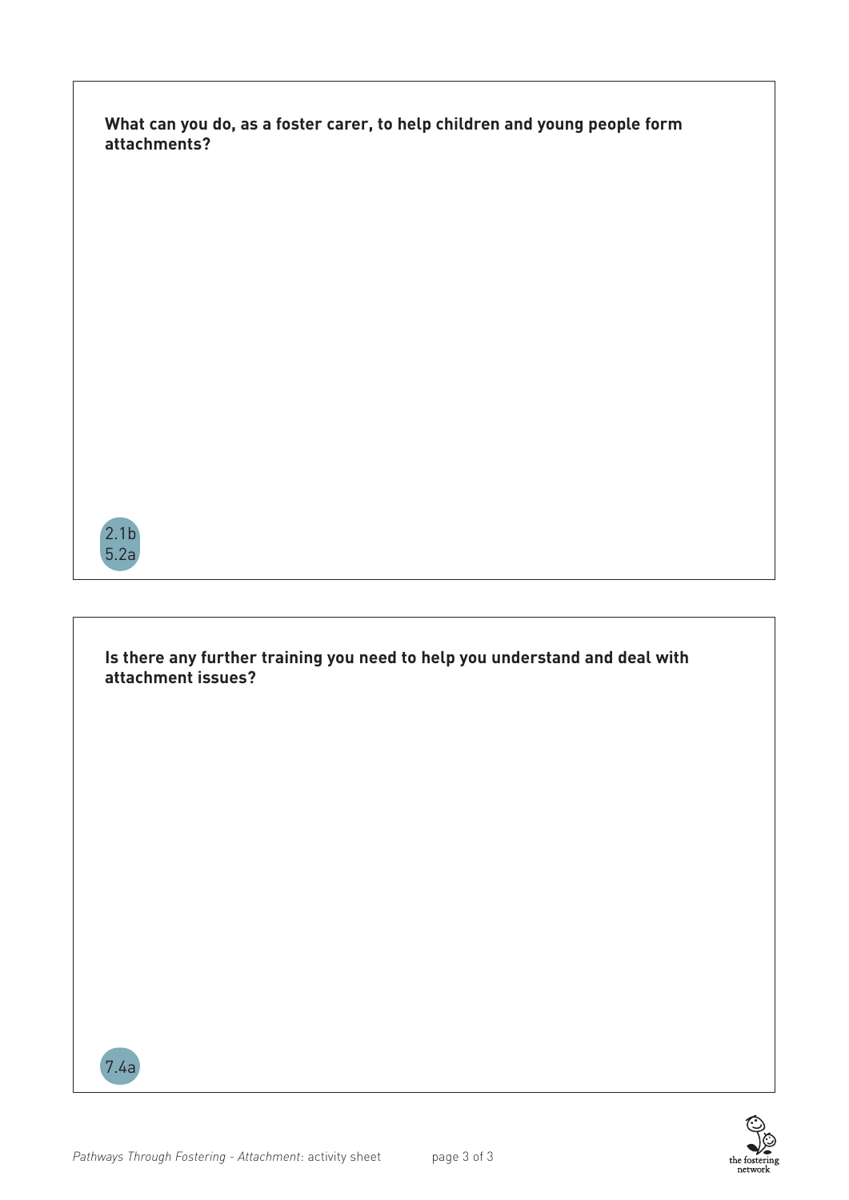**What can you do, as a foster carer, to help children and young people form attachments?**

2.1b
5.2a

**Is there any further training you need to help you understand and deal with attachment issues?**

7.4a